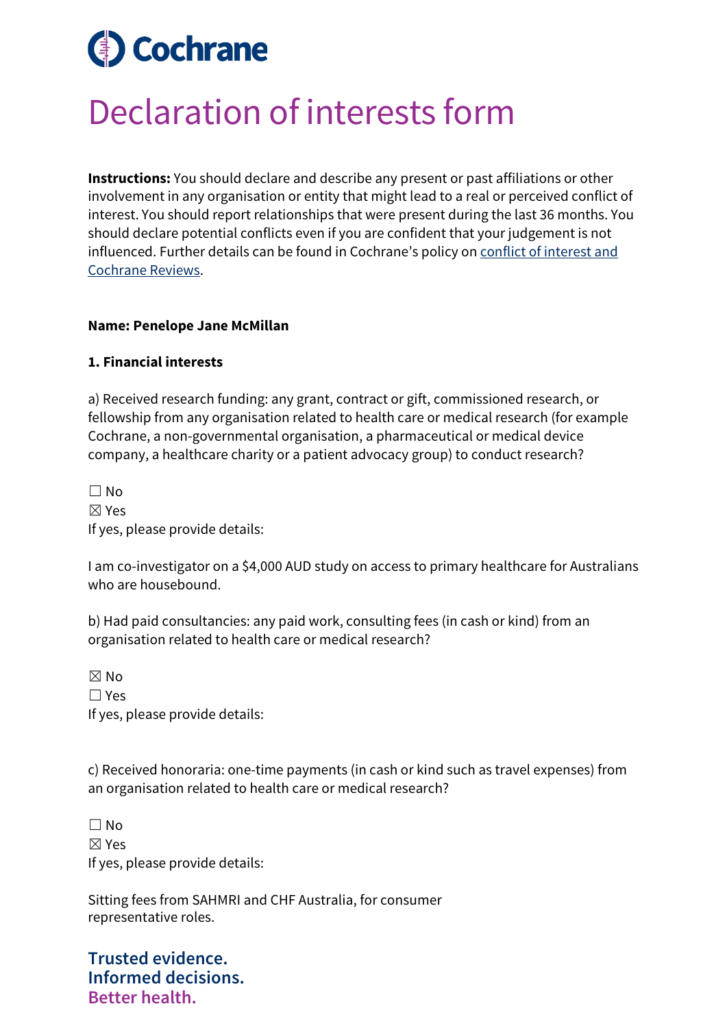# Cochrane

# Declaration of interests form

**Instructions:** You should declare and describe any present or past affiliations or other involvement in any organisation or entity that might lead to a real or perceived conflict of interest. You should report relationships that were present during the last 36 months. You should declare potential conflicts even if you are confident that your judgement is not influenced. Further details can be found in Cochrane's policy on [conflict of interest and Cochrane Reviews](conflict of interest and Cochrane Reviews).

**Name: Penelope Jane McMillan**

**1. Financial interests**

a) Received research funding: any grant, contract or gift, commissioned research, or fellowship from any organisation related to health care or medical research (for example Cochrane, a non-governmental organisation, a pharmaceutical or medical device company, a healthcare charity or a patient advocacy group) to conduct research?

☐ No
☒ Yes
If yes, please provide details:

I am co-investigator on a $4,000 AUD study on access to primary healthcare for Australians who are housebound.

b) Had paid consultancies: any paid work, consulting fees (in cash or kind) from an organisation related to health care or medical research?

☒ No
☐ Yes
If yes, please provide details:

c) Received honoraria: one-time payments (in cash or kind such as travel expenses) from an organisation related to health care or medical research?

☐ No
☒ Yes
If yes, please provide details:

Sitting fees from SAHMRI and CHF Australia, for consumer representative roles.

**Trusted evidence.**
**Informed decisions.**
**Better health.**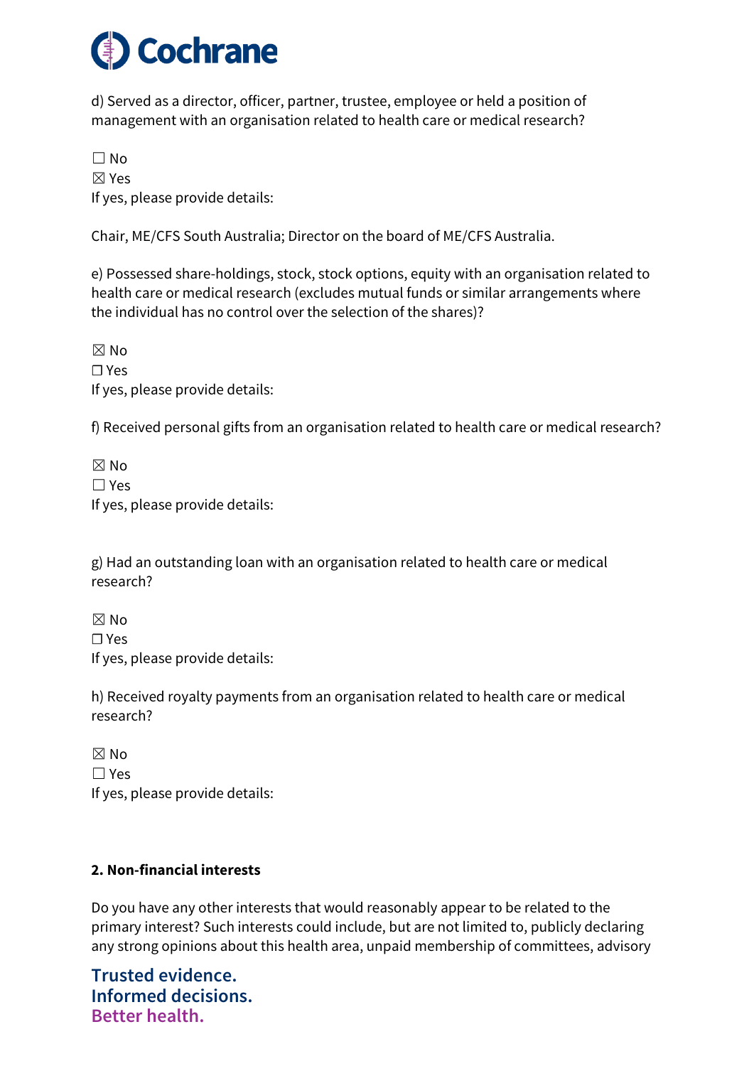d) Served as a director, officer, partner, trustee, employee or held a position of management with an organisation related to health care or medical research?

☐ No
☒ Yes
If yes, please provide details:

Chair, ME/CFS South Australia; Director on the board of ME/CFS Australia.

e) Possessed share-holdings, stock, stock options, equity with an organisation related to health care or medical research (excludes mutual funds or similar arrangements where the individual has no control over the selection of the shares)?

☒ No
☐ Yes
If yes, please provide details:

f) Received personal gifts from an organisation related to health care or medical research?

☒ No
☐ Yes
If yes, please provide details:

g) Had an outstanding loan with an organisation related to health care or medical research?

☒ No
☐ Yes
If yes, please provide details:

h) Received royalty payments from an organisation related to health care or medical research?

☒ No
☐ Yes
If yes, please provide details:

**2. Non-financial interests**

Do you have any other interests that would reasonably appear to be related to the primary interest? Such interests could include, but are not limited to, publicly declaring any strong opinions about this health area, unpaid membership of committees, advisory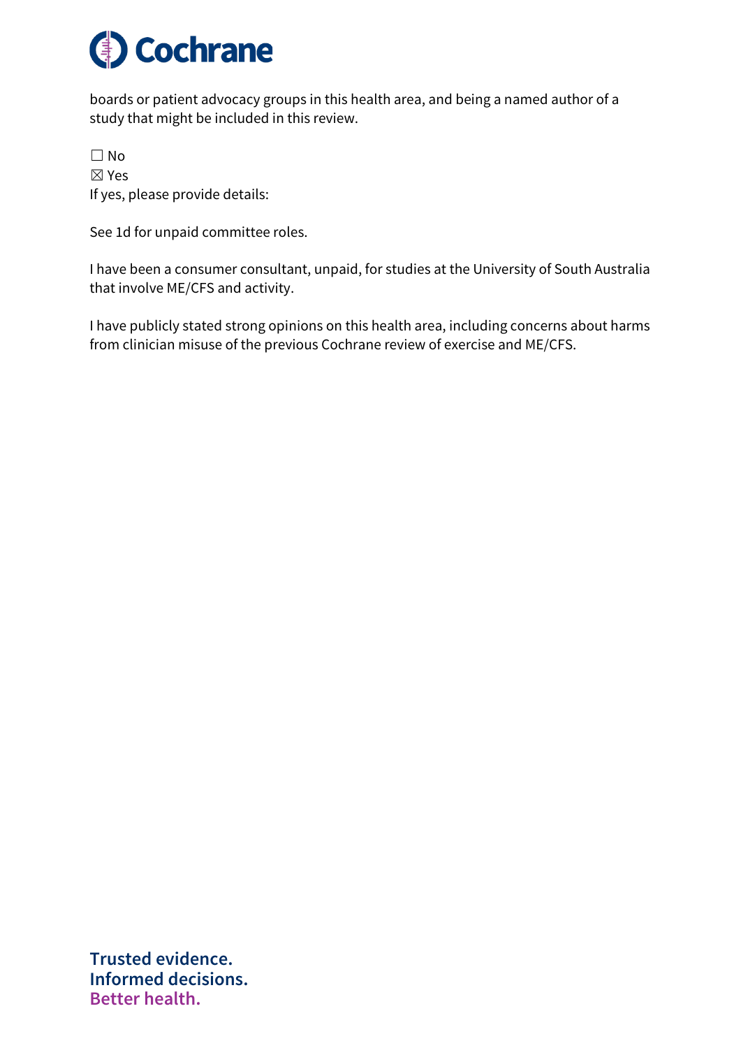boards or patient advocacy groups in this health area, and being a named author of a study that might be included in this review.

☐ No
☒ Yes
If yes, please provide details:

See 1d for unpaid committee roles.

I have been a consumer consultant, unpaid, for studies at the University of South Australia that involve ME/CFS and activity.

I have publicly stated strong opinions on this health area, including concerns about harms from clinician misuse of the previous Cochrane review of exercise and ME/CFS.